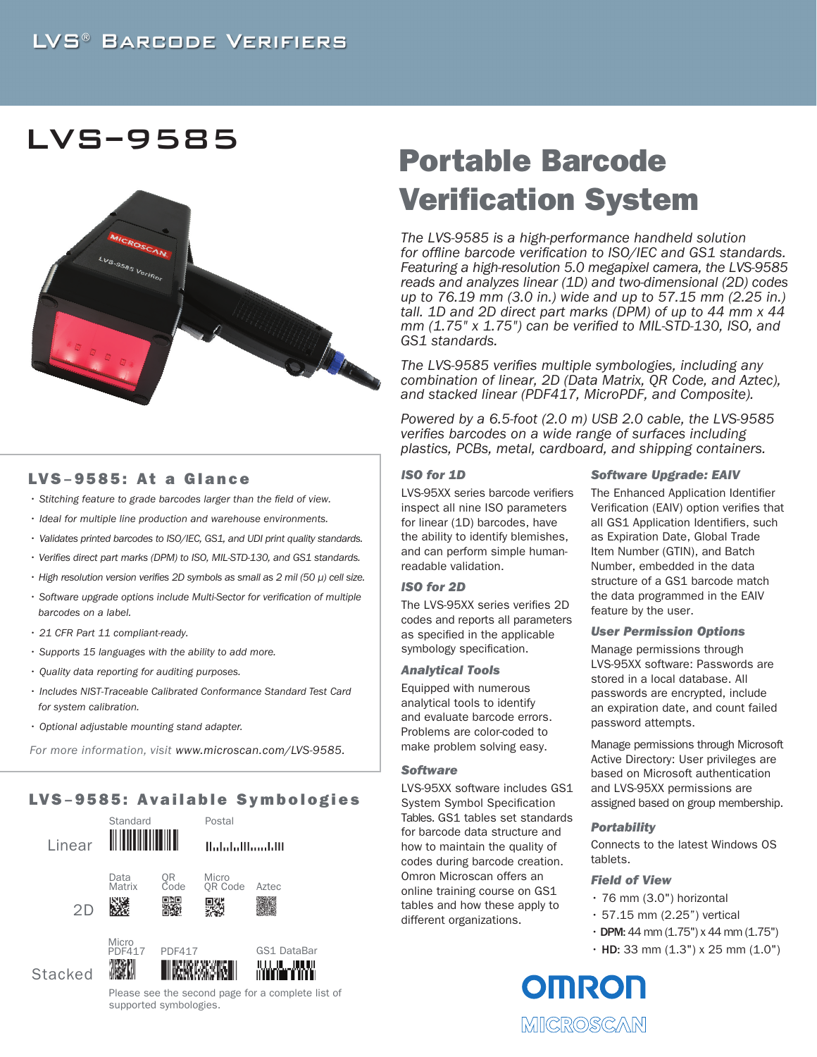LVS® Barcode Verifiers

# LVS-9585

# Portable Barcode Verification System

*The LVS-9585 is a high-performance handheld solution for offline barcode verification to ISO/IEC and GS1 standards. Featuring a high-resolution 5.0 megapixel camera, the LVS-9585 reads and analyzes linear (1D) and two-dimensional (2D) codes up to 76.19 mm (3.0 in.) wide and up to 57.15 mm (2.25 in.) tall. 1D and 2D direct part marks (DPM) of up to 44 mm x 44 mm (1.75" x 1.75") can be verified to MIL-STD-130, ISO, and GS1 standards.*

*The LVS-9585 verifies multiple symbologies, including any combination of linear, 2D (Data Matrix, QR Code, and Aztec), and stacked linear (PDF417, MicroPDF, and Composite).*

*Powered by a 6.5-foot (2.0 m) USB 2.0 cable, the LVS-9585 verifies barcodes on a wide range of surfaces including plastics, PCBs, metal, cardboard, and shipping containers.*

## LVS-9585: At a Glance

- *Stitching feature to grade barcodes larger than the field of view.*
- *Ideal for multiple line production and warehouse environments.*
- *Validates printed barcodes to ISO/IEC, GS1, and UDI print quality standards.*
- *Verifies direct part marks (DPM) to ISO, MIL-STD-130, and GS1 standards.*
- *High resolution version verifies 2D symbols as small as 2 mil (50 µ) cell size.*
- *Software upgrade options include Multi-Sector for verification of multiple barcodes on a label.*
- *21 CFR Part 11 compliant-ready.*
- *Supports 15 languages with the ability to add more.*
- *Quality data reporting for auditing purposes.*
- *Includes NIST-Traceable Calibrated Conformance Standard Test Card for system calibration.*
- *Optional adjustable mounting stand adapter.*

*For more information, visit www.microscan.com/LVS-9585.*

## LVS-9585: Available Symbologies

| | | | | |
|---|---|---|---|---|
| Linear | Standard | | Postal | |
| 2D | Data Matrix | QR Code | Micro QR Code | Aztec |
| Stacked | Micro PDF417 | PDF417 | | GS1 DataBar |

Please see the second page for a complete list of supported symbologies.

### ISO for 1D

LVS-95XX series barcode verifiers inspect all nine ISO parameters for linear (1D) barcodes, have the ability to identify blemishes, and can perform simple human-readable validation.

### ISO for 2D

The LVS-95XX series verifies 2D codes and reports all parameters as specified in the applicable symbology specification.

### Analytical Tools

Equipped with numerous analytical tools to identify and evaluate barcode errors. Problems are color-coded to make problem solving easy.

### Software

LVS-95XX software includes GS1 System Symbol Specification Tables. GS1 tables set standards for barcode data structure and how to maintain the quality of codes during barcode creation. Omron Microscan offers an online training course on GS1 tables and how these apply to different organizations.

### Software Upgrade: EAIV

The Enhanced Application Identifier Verification (EAIV) option verifies that all GS1 Application Identifiers, such as Expiration Date, Global Trade Item Number (GTIN), and Batch Number, embedded in the data structure of a GS1 barcode match the data programmed in the EAIV feature by the user.

### User Permission Options

Manage permissions through LVS-95XX software: Passwords are stored in a local database. All passwords are encrypted, include an expiration date, and count failed password attempts.

Manage permissions through Microsoft Active Directory: User privileges are based on Microsoft authentication and LVS-95XX permissions are assigned based on group membership.

### Portability

Connects to the latest Windows OS tablets.

### Field of View

- 76 mm (3.0") horizontal
- 57.15 mm (2.25") vertical
- **DPM:** 44 mm (1.75") x 44 mm (1.75")
- **HD:** 33 mm (1.3") x 25 mm (1.0")

OMRON MICROSCAN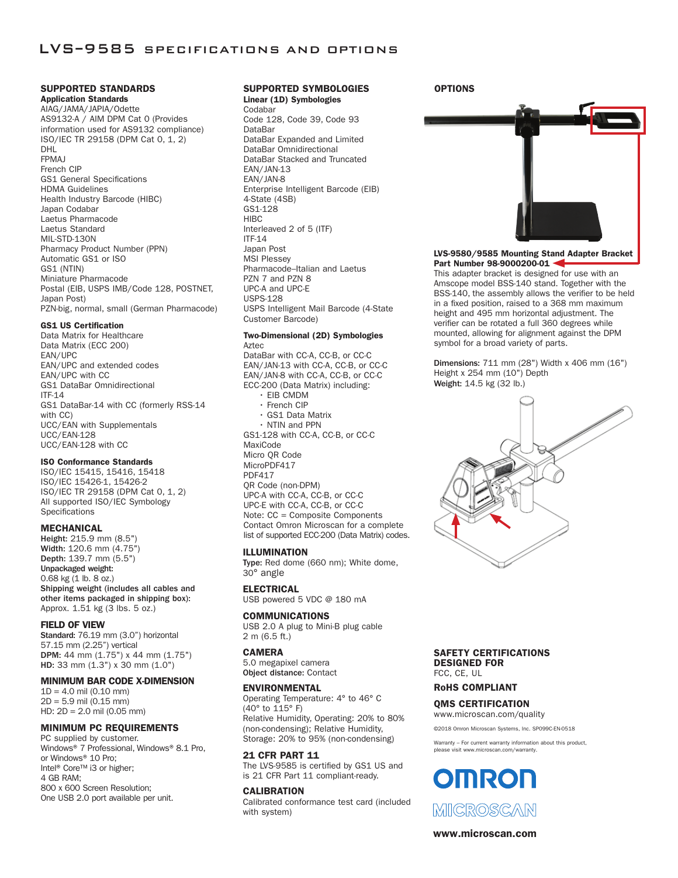# LVS-9585 SPECIFICATIONS AND OPTIONS

## SUPPORTED STANDARDS

**Application Standards**

AIAG/JAMA/JAPIA/Odette
AS9132-A / AIM DPM Cat 0 (Provides information used for AS9132 compliance)
ISO/IEC TR 29158 (DPM Cat 0, 1, 2)
DHL
FPMAJ
French CIP
GS1 General Specifications
HDMA Guidelines
Health Industry Barcode (HIBC)
Japan Codabar
Laetus Pharmacode
Laetus Standard
MIL-STD-130N
Pharmacy Product Number (PPN)
Automatic GS1 or ISO
GS1 (NTIN)
Miniature Pharmacode
Postal (EIB, USPS IMB/Code 128, POSTNET, Japan Post)
PZN-big, normal, small (German Pharmacode)

**GS1 US Certification**

Data Matrix for Healthcare
Data Matrix (ECC 200)
EAN/UPC
EAN/UPC and extended codes
EAN/UPC with CC
GS1 DataBar Omnidirectional
ITF-14
GS1 DataBar-14 with CC (formerly RSS-14 with CC)
UCC/EAN with Supplementals
UCC/EAN-128
UCC/EAN-128 with CC

**ISO Conformance Standards**

ISO/IEC 15415, 15416, 15418
ISO/IEC 15426-1, 15426-2
ISO/IEC TR 29158 (DPM Cat 0, 1, 2)
All supported ISO/IEC Symbology Specifications

## MECHANICAL

**Height:** 215.9 mm (8.5")
**Width:** 120.6 mm (4.75")
**Depth:** 139.7 mm (5.5")
**Unpackaged weight:**
0.68 kg (1 lb. 8 oz.)
**Shipping weight (includes all cables and other items packaged in shipping box):**
Approx. 1.51 kg (3 lbs. 5 oz.)

## FIELD OF VIEW

**Standard:** 76.19 mm (3.0") horizontal
57.15 mm (2.25") vertical
**DPM:** 44 mm (1.75") x 44 mm (1.75")
**HD:** 33 mm (1.3") x 30 mm (1.0")

## MINIMUM BAR CODE X-DIMENSION

1D = 4.0 mil (0.10 mm)
2D = 5.9 mil (0.15 mm)
HD: 2D = 2.0 mil (0.05 mm)

## MINIMUM PC REQUIREMENTS

PC supplied by customer.
Windows® 7 Professional, Windows® 8.1 Pro, or Windows® 10 Pro;
Intel® Core™ i3 or higher;
4 GB RAM;
800 x 600 Screen Resolution;
One USB 2.0 port available per unit.

## SUPPORTED SYMBOLOGIES

**Linear (1D) Symbologies**

Codabar
Code 128, Code 39, Code 93
DataBar
DataBar Expanded and Limited
DataBar Omnidirectional
DataBar Stacked and Truncated
EAN/JAN-13
EAN/JAN-8
Enterprise Intelligent Barcode (EIB)
4-State (4SB)
GS1-128
HIBC
Interleaved 2 of 5 (ITF)
ITF-14
Japan Post
MSI Plessey
Pharmacode–Italian and Laetus
PZN 7 and PZN 8
UPC-A and UPC-E
USPS-128
USPS Intelligent Mail Barcode (4-State Customer Barcode)

**Two-Dimensional (2D) Symbologies**

Aztec
DataBar with CC-A, CC-B, or CC-C
EAN/JAN-13 with CC-A, CC-B, or CC-C
EAN/JAN-8 with CC-A, CC-B, or CC-C
ECC-200 (Data Matrix) including:
- EIB CMDM
- French CIP
- GS1 Data Matrix
- NTIN and PPN

GS1-128 with CC-A, CC-B, or CC-C
MaxiCode
Micro QR Code
MicroPDF417
PDF417
QR Code (non-DPM)
UPC-A with CC-A, CC-B, or CC-C
UPC-E with CC-A, CC-B, or CC-C
Note: CC = Composite Components
Contact Omron Microscan for a complete list of supported ECC-200 (Data Matrix) codes.

## ILLUMINATION

**Type:** Red dome (660 nm); White dome, 30° angle

## ELECTRICAL

USB powered 5 VDC @ 180 mA

## COMMUNICATIONS

USB 2.0 A plug to Mini-B plug cable
2 m (6.5 ft.)

## CAMERA

5.0 megapixel camera
**Object distance:** Contact

## ENVIRONMENTAL

Operating Temperature: 4° to 46° C (40° to 115° F)
Relative Humidity, Operating: 20% to 80% (non-condensing); Relative Humidity, Storage: 20% to 95% (non-condensing)

## 21 CFR PART 11

The LVS-9585 is certified by GS1 US and is 21 CFR Part 11 compliant-ready.

## CALIBRATION

Calibrated conformance test card (included with system)

## OPTIONS

**LVS-9580/9585 Mounting Stand Adapter Bracket**
**Part Number 98-9000200-01**

This adapter bracket is designed for use with an Amscope model BSS-140 stand. Together with the BSS-140, the assembly allows the verifier to be held in a fixed position, raised to a 368 mm maximum height and 495 mm horizontal adjustment. The verifier can be rotated a full 360 degrees while mounted, allowing for alignment against the DPM symbol for a broad variety of parts.

**Dimensions:** 711 mm (28") Width x 406 mm (16") Height x 254 mm (10") Depth
**Weight:** 14.5 kg (32 lb.)

## SAFETY CERTIFICATIONS DESIGNED FOR

FCC, CE, UL

## RoHS COMPLIANT

## QMS CERTIFICATION

www.microscan.com/quality

©2018 Omron Microscan Systems, Inc. SP099C-EN-0518

Warranty – For current warranty information about this product, please visit www.microscan.com/warranty.

OMRON
MICROSCAN

**www.microscan.com**